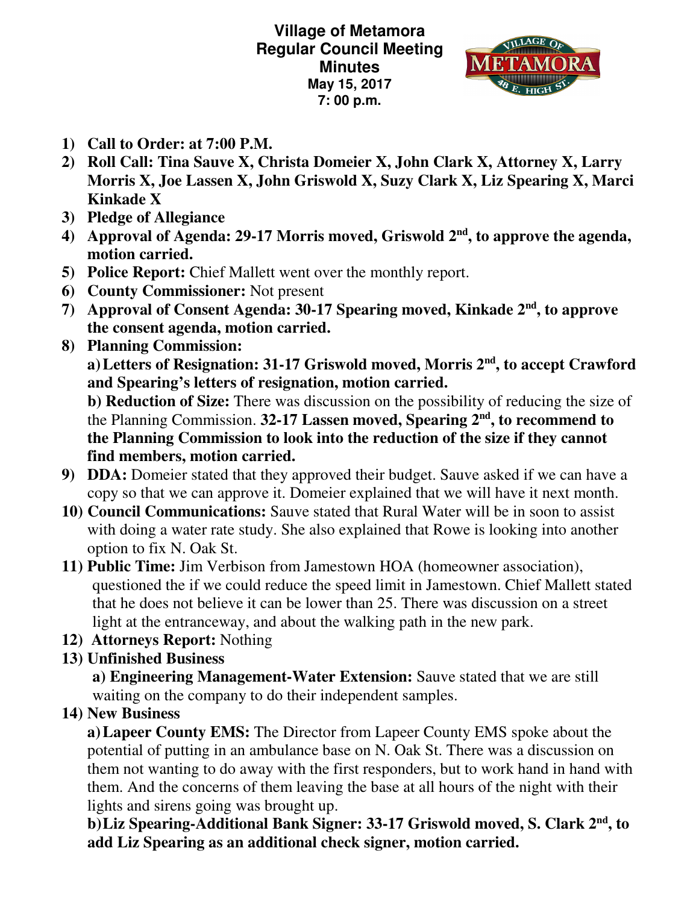# Village of Metamora
## Regular Council Meeting
## Minutes
**May 15, 2017**
**7: 00 p.m.**

1) **Call to Order: at 7:00 P.M.**
2) **Roll Call: Tina Sauve X, Christa Domeier X, John Clark X, Attorney X, Larry Morris X, Joe Lassen X, John Griswold X, Suzy Clark X, Liz Spearing X, Marci Kinkade X**
3) **Pledge of Allegiance**
4) **Approval of Agenda: 29-17 Morris moved, Griswold 2nd, to approve the agenda, motion carried.**
5) **Police Report:** Chief Mallett went over the monthly report.
6) **County Commissioner:** Not present
7) **Approval of Consent Agenda: 30-17 Spearing moved, Kinkade 2nd, to approve the consent agenda, motion carried.**
8) **Planning Commission:**

   **a) Letters of Resignation: 31-17 Griswold moved, Morris 2nd, to accept Crawford and Spearing's letters of resignation, motion carried.**

   **b) Reduction of Size:** There was discussion on the possibility of reducing the size of the Planning Commission. **32-17 Lassen moved, Spearing 2nd, to recommend to the Planning Commission to look into the reduction of the size if they cannot find members, motion carried.**
9) **DDA:** Domeier stated that they approved their budget. Sauve asked if we can have a copy so that we can approve it. Domeier explained that we will have it next month.
10) **Council Communications:** Sauve stated that Rural Water will be in soon to assist with doing a water rate study. She also explained that Rowe is looking into another option to fix N. Oak St.
11) **Public Time:** Jim Verbison from Jamestown HOA (homeowner association), questioned the if we could reduce the speed limit in Jamestown. Chief Mallett stated that he does not believe it can be lower than 25. There was discussion on a street light at the entranceway, and about the walking path in the new park.
12) **Attorneys Report:** Nothing
13) **Unfinished Business**

    **a) Engineering Management-Water Extension:** Sauve stated that we are still waiting on the company to do their independent samples.
14) **New Business**

    **a) Lapeer County EMS:** The Director from Lapeer County EMS spoke about the potential of putting in an ambulance base on N. Oak St. There was a discussion on them not wanting to do away with the first responders, but to work hand in hand with them. And the concerns of them leaving the base at all hours of the night with their lights and sirens going was brought up.

    **b) Liz Spearing-Additional Bank Signer: 33-17 Griswold moved, S. Clark 2nd, to add Liz Spearing as an additional check signer, motion carried.**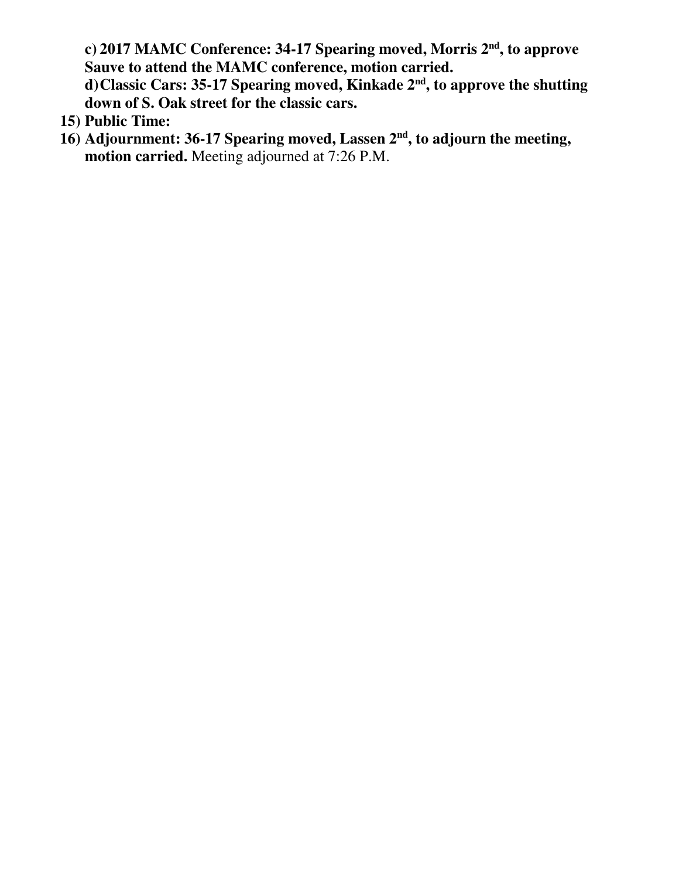**c) 2017 MAMC Conference: 34-17 Spearing moved, Morris 2nd, to approve Sauve to attend the MAMC conference, motion carried.**

**d) Classic Cars: 35-17 Spearing moved, Kinkade 2nd, to approve the shutting down of S. Oak street for the classic cars.**

15) **Public Time:**

16) **Adjournment: 36-17 Spearing moved, Lassen 2nd, to adjourn the meeting, motion carried.** Meeting adjourned at 7:26 P.M.